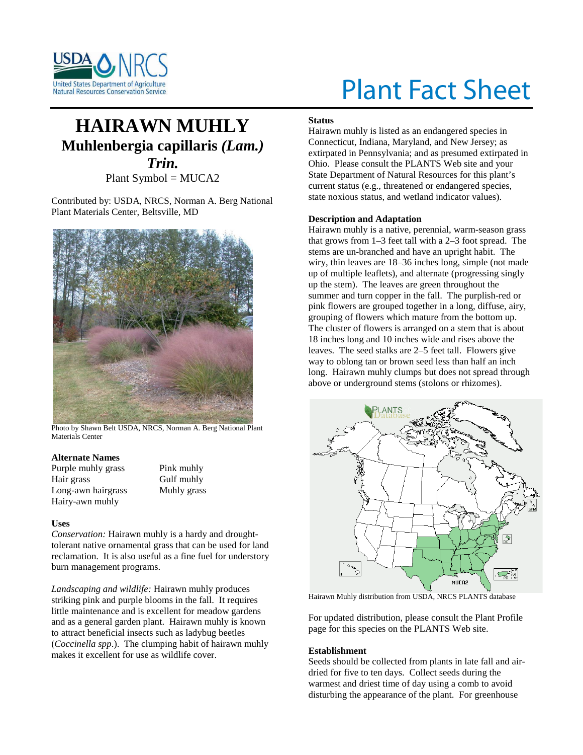# Plant Fact Sheet

# HAIRAWN MUHLY

## Muhlenbergia capillaris *(Lam.) Trin.*

Plant Symbol = MUCA2

Contributed by: USDA, NRCS, Norman A. Berg National Plant Materials Center, Beltsville, MD

Photo by Shawn Belt USDA, NRCS, Norman A. Berg National Plant Materials Center

### Alternate Names

Purple muhly grass
Hair grass
Long-awn hairgrass
Hairy-awn muhly
Pink muhly
Gulf muhly
Muhly grass

### Uses

*Conservation:* Hairawn muhly is a hardy and drought-tolerant native ornamental grass that can be used for land reclamation. It is also useful as a fine fuel for understory burn management programs.

*Landscaping and wildlife:* Hairawn muhly produces striking pink and purple blooms in the fall. It requires little maintenance and is excellent for meadow gardens and as a general garden plant. Hairawn muhly is known to attract beneficial insects such as ladybug beetles (*Coccinella spp*.). The clumping habit of hairawn muhly makes it excellent for use as wildlife cover.

### Status

Hairawn muhly is listed as an endangered species in Connecticut, Indiana, Maryland, and New Jersey; as extirpated in Pennsylvania; and as presumed extirpated in Ohio. Please consult the PLANTS Web site and your State Department of Natural Resources for this plant's current status (e.g., threatened or endangered species, state noxious status, and wetland indicator values).

### Description and Adaptation

Hairawn muhly is a native, perennial, warm-season grass that grows from 1–3 feet tall with a 2–3 foot spread. The stems are un-branched and have an upright habit. The wiry, thin leaves are 18–36 inches long, simple (not made up of multiple leaflets), and alternate (progressing singly up the stem). The leaves are green throughout the summer and turn copper in the fall. The purplish-red or pink flowers are grouped together in a long, diffuse, airy, grouping of flowers which mature from the bottom up. The cluster of flowers is arranged on a stem that is about 18 inches long and 10 inches wide and rises above the leaves. The seed stalks are 2–5 feet tall. Flowers give way to oblong tan or brown seed less than half an inch long. Hairawn muhly clumps but does not spread through above or underground stems (stolons or rhizomes).

Hairawn Muhly distribution from USDA, NRCS PLANTS database

For updated distribution, please consult the Plant Profile page for this species on the PLANTS Web site.

### Establishment

Seeds should be collected from plants in late fall and air-dried for five to ten days. Collect seeds during the warmest and driest time of day using a comb to avoid disturbing the appearance of the plant. For greenhouse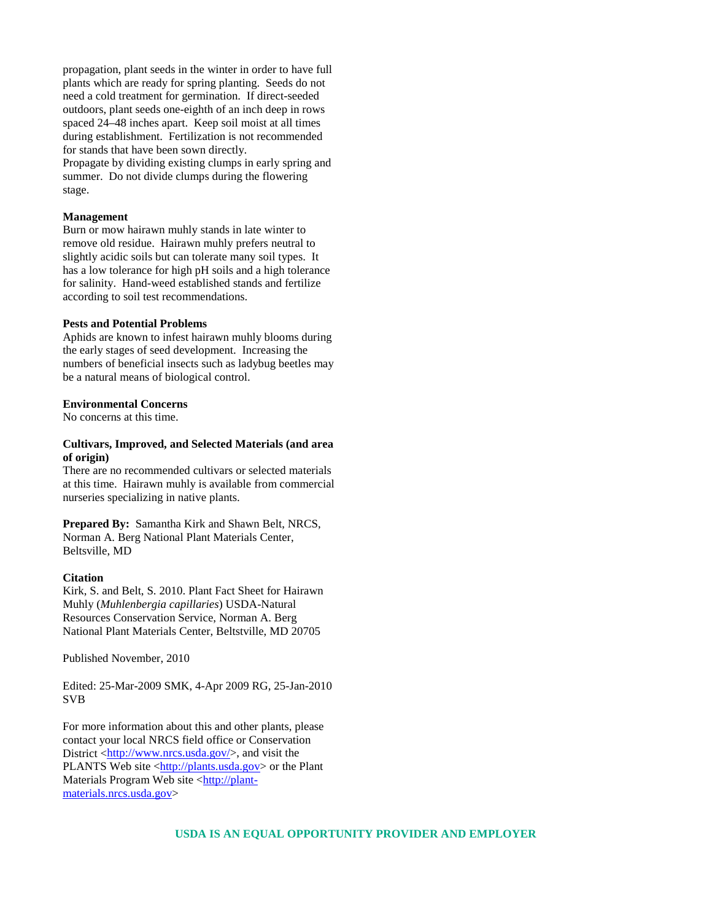propagation, plant seeds in the winter in order to have full plants which are ready for spring planting. Seeds do not need a cold treatment for germination. If direct-seeded outdoors, plant seeds one-eighth of an inch deep in rows spaced 24–48 inches apart. Keep soil moist at all times during establishment. Fertilization is not recommended for stands that have been sown directly.
Propagate by dividing existing clumps in early spring and summer. Do not divide clumps during the flowering stage.

**Management**
Burn or mow hairawn muhly stands in late winter to remove old residue. Hairawn muhly prefers neutral to slightly acidic soils but can tolerate many soil types. It has a low tolerance for high pH soils and a high tolerance for salinity. Hand-weed established stands and fertilize according to soil test recommendations.

**Pests and Potential Problems**
Aphids are known to infest hairawn muhly blooms during the early stages of seed development. Increasing the numbers of beneficial insects such as ladybug beetles may be a natural means of biological control.

**Environmental Concerns**
No concerns at this time.

**Cultivars, Improved, and Selected Materials (and area of origin)**
There are no recommended cultivars or selected materials at this time. Hairawn muhly is available from commercial nurseries specializing in native plants.

**Prepared By:** Samantha Kirk and Shawn Belt, NRCS, Norman A. Berg National Plant Materials Center, Beltsville, MD

**Citation**
Kirk, S. and Belt, S. 2010. Plant Fact Sheet for Hairawn Muhly (*Muhlenbergia capillaries*) USDA-Natural Resources Conservation Service, Norman A. Berg National Plant Materials Center, Beltstville, MD 20705

Published November, 2010

Edited: 25-Mar-2009 SMK, 4-Apr 2009 RG, 25-Jan-2010 SVB

For more information about this and other plants, please contact your local NRCS field office or Conservation District <http://www.nrcs.usda.gov/>, and visit the PLANTS Web site <http://plants.usda.gov> or the Plant Materials Program Web site <http://plant-materials.nrcs.usda.gov>

**USDA IS AN EQUAL OPPORTUNITY PROVIDER AND EMPLOYER**